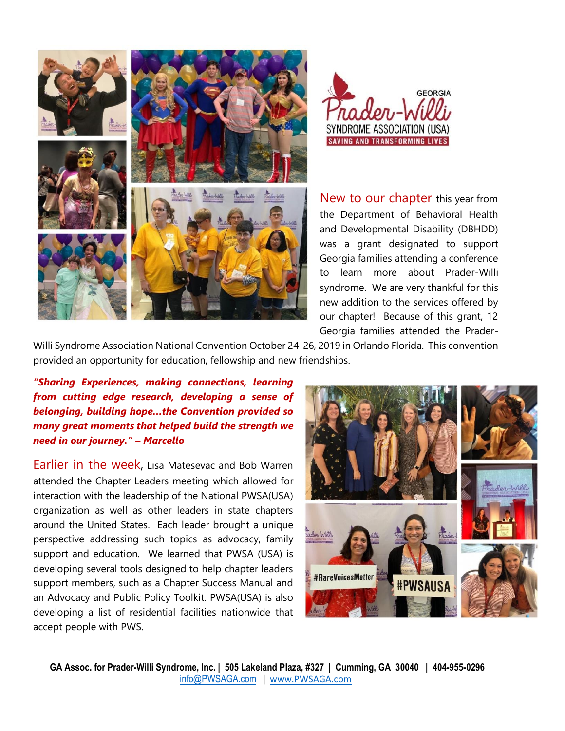New to our chapter this year from the Department of Behavioral Health and Developmental Disability (DBHDD) was a grant designated to support Georgia families attending a conference to learn more about Prader-Willi syndrome. We are very thankful for this new addition to the services offered by our chapter! Because of this grant, 12 Georgia families attended the Prader-Willi Syndrome Association National Convention October 24-26, 2019 in Orlando Florida. This convention provided an opportunity for education, fellowship and new friendships.

***"Sharing Experiences, making connections, learning from cutting edge research, developing a sense of belonging, building hope…the Convention provided so many great moments that helped build the strength we need in our journey." – Marcello***

Earlier in the week, Lisa Matesevac and Bob Warren attended the Chapter Leaders meeting which allowed for interaction with the leadership of the National PWSA(USA) organization as well as other leaders in state chapters around the United States. Each leader brought a unique perspective addressing such topics as advocacy, family support and education. We learned that PWSA (USA) is developing several tools designed to help chapter leaders support members, such as a Chapter Success Manual and an Advocacy and Public Policy Toolkit. PWSA(USA) is also developing a list of residential facilities nationwide that accept people with PWS.

**GA Assoc. for Prader-Willi Syndrome, Inc. | 505 Lakeland Plaza, #327 | Cumming, GA 30040 | 404-955-0296**
info@PWSAGA.com | www.PWSAGA.com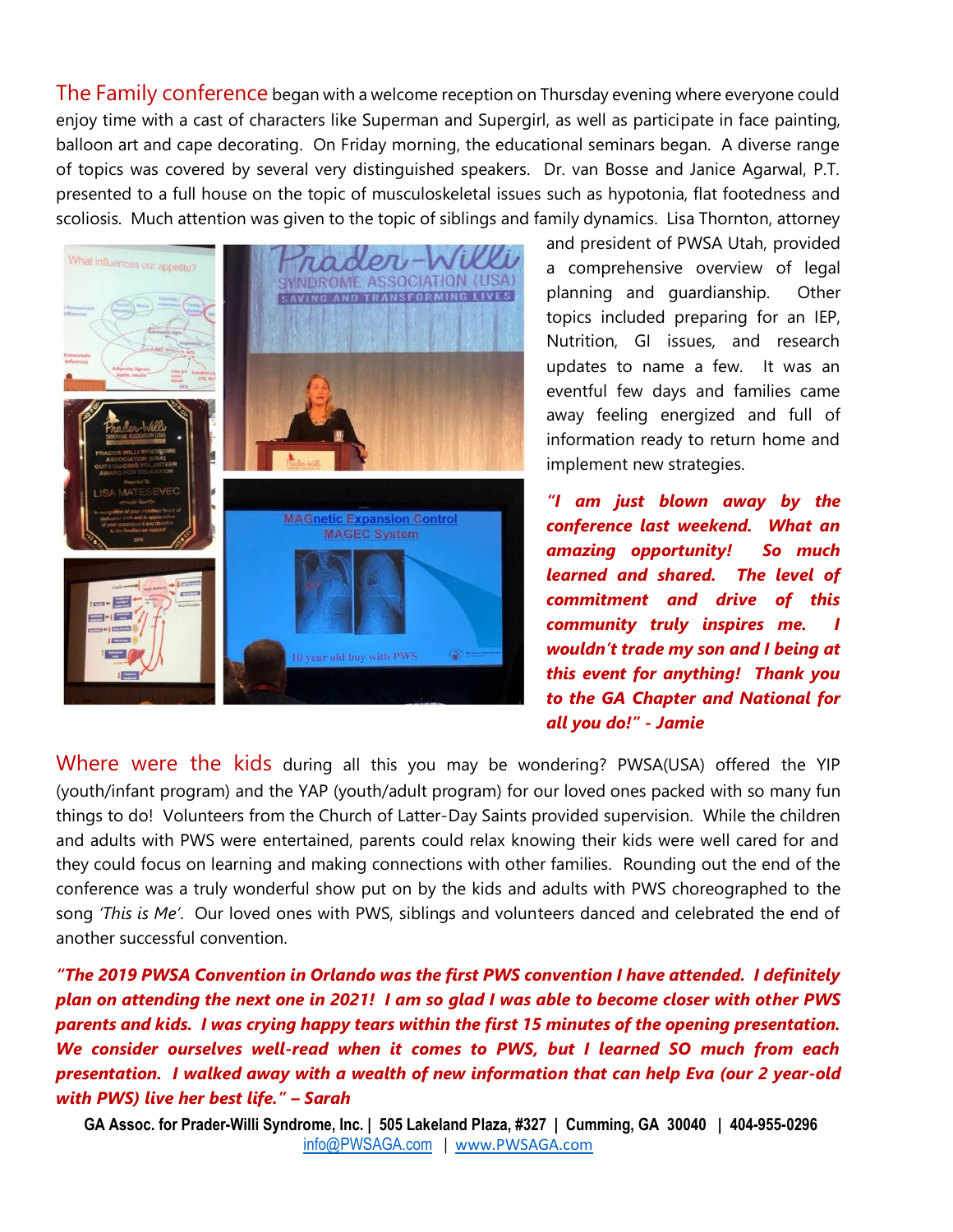The Family conference began with a welcome reception on Thursday evening where everyone could enjoy time with a cast of characters like Superman and Supergirl, as well as participate in face painting, balloon art and cape decorating. On Friday morning, the educational seminars began. A diverse range of topics was covered by several very distinguished speakers. Dr. van Bosse and Janice Agarwal, P.T. presented to a full house on the topic of musculoskeletal issues such as hypotonia, flat footedness and scoliosis. Much attention was given to the topic of siblings and family dynamics. Lisa Thornton, attorney and president of PWSA Utah, provided a comprehensive overview of legal planning and guardianship. Other topics included preparing for an IEP, Nutrition, GI issues, and research updates to name a few. It was an eventful few days and families came away feeling energized and full of information ready to return home and implement new strategies.

***"I am just blown away by the conference last weekend. What an amazing opportunity! So much learned and shared. The level of commitment and drive of this community truly inspires me. I wouldn't trade my son and I being at this event for anything! Thank you to the GA Chapter and National for all you do!" - Jamie***

Where were the kids during all this you may be wondering? PWSA(USA) offered the YIP (youth/infant program) and the YAP (youth/adult program) for our loved ones packed with so many fun things to do! Volunteers from the Church of Latter-Day Saints provided supervision. While the children and adults with PWS were entertained, parents could relax knowing their kids were well cared for and they could focus on learning and making connections with other families. Rounding out the end of the conference was a truly wonderful show put on by the kids and adults with PWS choreographed to the song *'This is Me'*. Our loved ones with PWS, siblings and volunteers danced and celebrated the end of another successful convention.

***"The 2019 PWSA Convention in Orlando was the first PWS convention I have attended. I definitely plan on attending the next one in 2021! I am so glad I was able to become closer with other PWS parents and kids. I was crying happy tears within the first 15 minutes of the opening presentation. We consider ourselves well-read when it comes to PWS, but I learned SO much from each presentation. I walked away with a wealth of new information that can help Eva (our 2 year-old with PWS) live her best life." – Sarah***

**GA Assoc. for Prader-Willi Syndrome, Inc. | 505 Lakeland Plaza, #327 | Cumming, GA 30040 | 404-955-0296**
info@PWSAGA.com | www.PWSAGA.com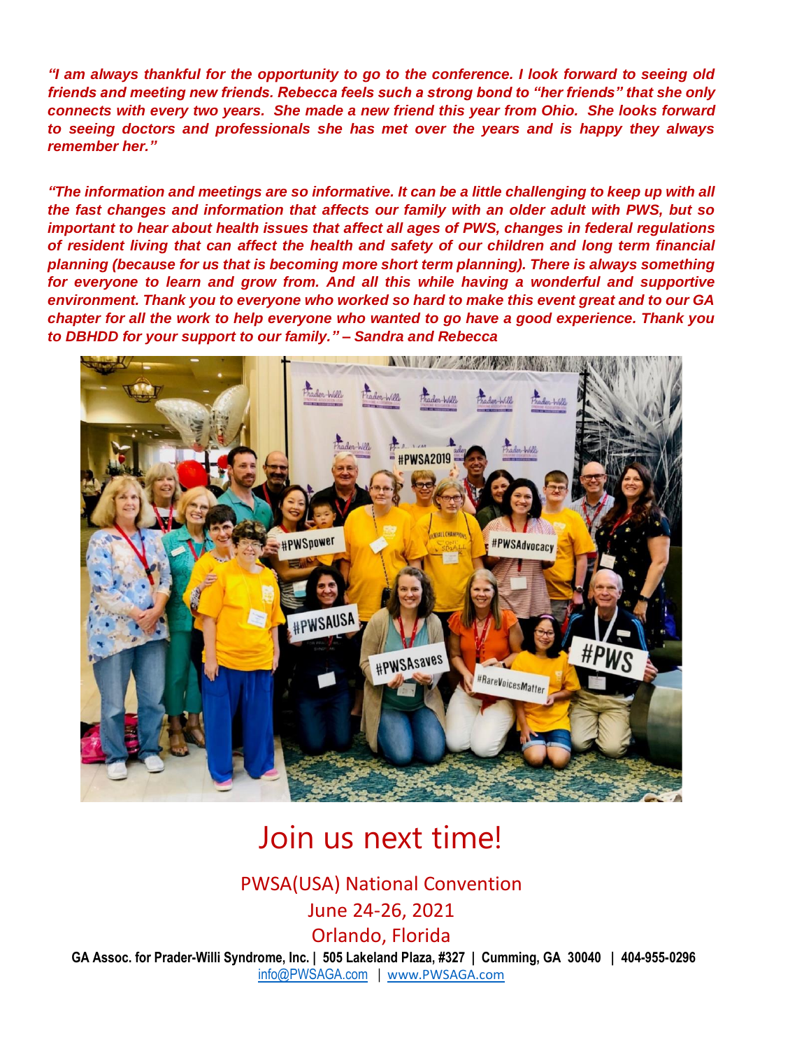***"I am always thankful for the opportunity to go to the conference. I look forward to seeing old friends and meeting new friends. Rebecca feels such a strong bond to "her friends" that she only connects with every two years. She made a new friend this year from Ohio. She looks forward to seeing doctors and professionals she has met over the years and is happy they always remember her."***

***"The information and meetings are so informative. It can be a little challenging to keep up with all the fast changes and information that affects our family with an older adult with PWS, but so important to hear about health issues that affect all ages of PWS, changes in federal regulations of resident living that can affect the health and safety of our children and long term financial planning (because for us that is becoming more short term planning). There is always something for everyone to learn and grow from. And all this while having a wonderful and supportive environment. Thank you to everyone who worked so hard to make this event great and to our GA chapter for all the work to help everyone who wanted to go have a good experience. Thank you to DBHDD for your support to our family." – Sandra and Rebecca***

# Join us next time!

PWSA(USA) National Convention

June 24-26, 2021

Orlando, Florida

**GA Assoc. for Prader-Willi Syndrome, Inc. | 505 Lakeland Plaza, #327 | Cumming, GA 30040 | 404-955-0296**

info@PWSAGA.com | www.PWSAGA.com